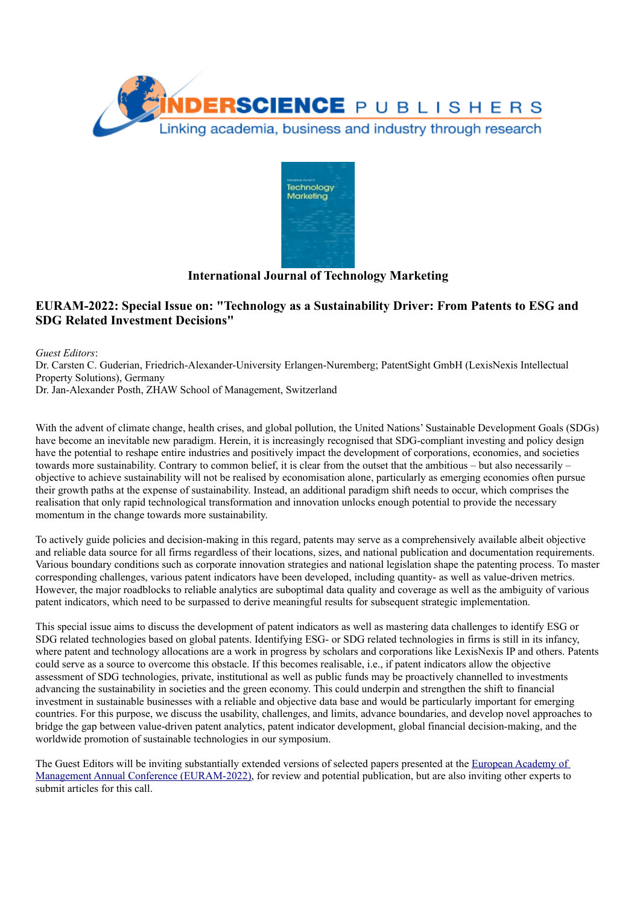# International Journal of Technology Marketing

## EURAM-2022: Special Issue on: "Technology as a Sustainability Driver: From Patents to ESG and SDG Related Investment Decisions"

*Guest Editors*:
Dr. Carsten C. Guderian, Friedrich-Alexander-University Erlangen-Nuremberg; PatentSight GmbH (LexisNexis Intellectual Property Solutions), Germany
Dr. Jan-Alexander Posth, ZHAW School of Management, Switzerland

With the advent of climate change, health crises, and global pollution, the United Nations' Sustainable Development Goals (SDGs) have become an inevitable new paradigm. Herein, it is increasingly recognised that SDG-compliant investing and policy design have the potential to reshape entire industries and positively impact the development of corporations, economies, and societies towards more sustainability. Contrary to common belief, it is clear from the outset that the ambitious – but also necessarily – objective to achieve sustainability will not be realised by economisation alone, particularly as emerging economies often pursue their growth paths at the expense of sustainability. Instead, an additional paradigm shift needs to occur, which comprises the realisation that only rapid technological transformation and innovation unlocks enough potential to provide the necessary momentum in the change towards more sustainability.

To actively guide policies and decision-making in this regard, patents may serve as a comprehensively available albeit objective and reliable data source for all firms regardless of their locations, sizes, and national publication and documentation requirements. Various boundary conditions such as corporate innovation strategies and national legislation shape the patenting process. To master corresponding challenges, various patent indicators have been developed, including quantity- as well as value-driven metrics. However, the major roadblocks to reliable analytics are suboptimal data quality and coverage as well as the ambiguity of various patent indicators, which need to be surpassed to derive meaningful results for subsequent strategic implementation.

This special issue aims to discuss the development of patent indicators as well as mastering data challenges to identify ESG or SDG related technologies based on global patents. Identifying ESG- or SDG related technologies in firms is still in its infancy, where patent and technology allocations are a work in progress by scholars and corporations like LexisNexis IP and others. Patents could serve as a source to overcome this obstacle. If this becomes realisable, i.e., if patent indicators allow the objective assessment of SDG technologies, private, institutional as well as public funds may be proactively channelled to investments advancing the sustainability in societies and the green economy. This could underpin and strengthen the shift to financial investment in sustainable businesses with a reliable and objective data base and would be particularly important for emerging countries. For this purpose, we discuss the usability, challenges, and limits, advance boundaries, and develop novel approaches to bridge the gap between value-driven patent analytics, patent indicator development, global financial decision-making, and the worldwide promotion of sustainable technologies in our symposium.

The Guest Editors will be inviting substantially extended versions of selected papers presented at the European Academy of Management Annual Conference (EURAM-2022), for review and potential publication, but are also inviting other experts to submit articles for this call.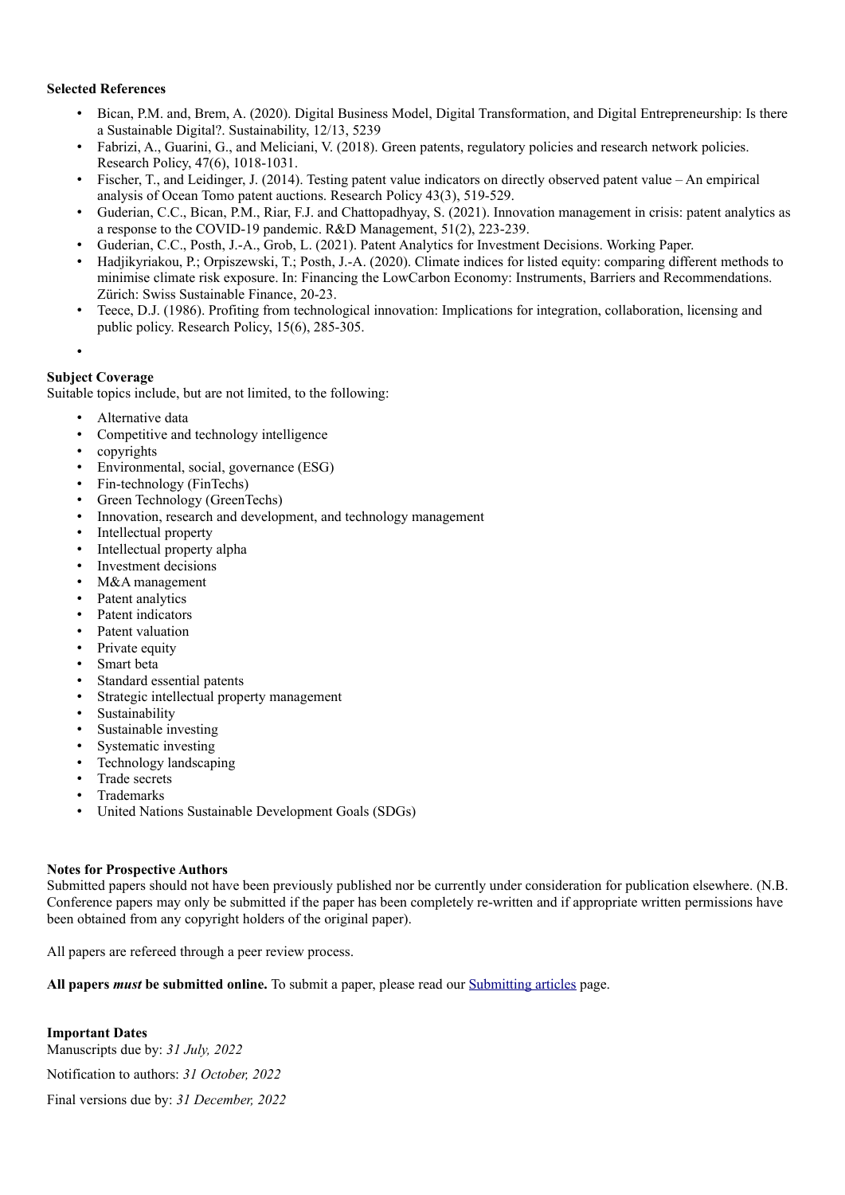**Selected References**

- Bican, P.M. and, Brem, A. (2020). Digital Business Model, Digital Transformation, and Digital Entrepreneurship: Is there a Sustainable Digital?. Sustainability, 12/13, 5239
- Fabrizi, A., Guarini, G., and Meliciani, V. (2018). Green patents, regulatory policies and research network policies. Research Policy, 47(6), 1018-1031.
- Fischer, T., and Leidinger, J. (2014). Testing patent value indicators on directly observed patent value – An empirical analysis of Ocean Tomo patent auctions. Research Policy 43(3), 519-529.
- Guderian, C.C., Bican, P.M., Riar, F.J. and Chattopadhyay, S. (2021). Innovation management in crisis: patent analytics as a response to the COVID-19 pandemic. R&D Management, 51(2), 223-239.
- Guderian, C.C., Posth, J.-A., Grob, L. (2021). Patent Analytics for Investment Decisions. Working Paper.
- Hadjikyriakou, P.; Orpiszewski, T.; Posth, J.-A. (2020). Climate indices for listed equity: comparing different methods to minimise climate risk exposure. In: Financing the LowCarbon Economy: Instruments, Barriers and Recommendations. Zürich: Swiss Sustainable Finance, 20-23.
- Teece, D.J. (1986). Profiting from technological innovation: Implications for integration, collaboration, licensing and public policy. Research Policy, 15(6), 285-305.

**Subject Coverage**
Suitable topics include, but are not limited, to the following:

- Alternative data
- Competitive and technology intelligence
- copyrights
- Environmental, social, governance (ESG)
- Fin-technology (FinTechs)
- Green Technology (GreenTechs)
- Innovation, research and development, and technology management
- Intellectual property
- Intellectual property alpha
- Investment decisions
- M&A management
- Patent analytics
- Patent indicators
- Patent valuation
- Private equity
- Smart beta
- Standard essential patents
- Strategic intellectual property management
- Sustainability
- Sustainable investing
- Systematic investing
- Technology landscaping
- Trade secrets
- Trademarks
- United Nations Sustainable Development Goals (SDGs)

**Notes for Prospective Authors**
Submitted papers should not have been previously published nor be currently under consideration for publication elsewhere. (N.B. Conference papers may only be submitted if the paper has been completely re-written and if appropriate written permissions have been obtained from any copyright holders of the original paper).

All papers are refereed through a peer review process.

**All papers *must* be submitted online.** To submit a paper, please read our Submitting articles page.

**Important Dates**
Manuscripts due by: *31 July, 2022*

Notification to authors: *31 October, 2022*

Final versions due by: *31 December, 2022*